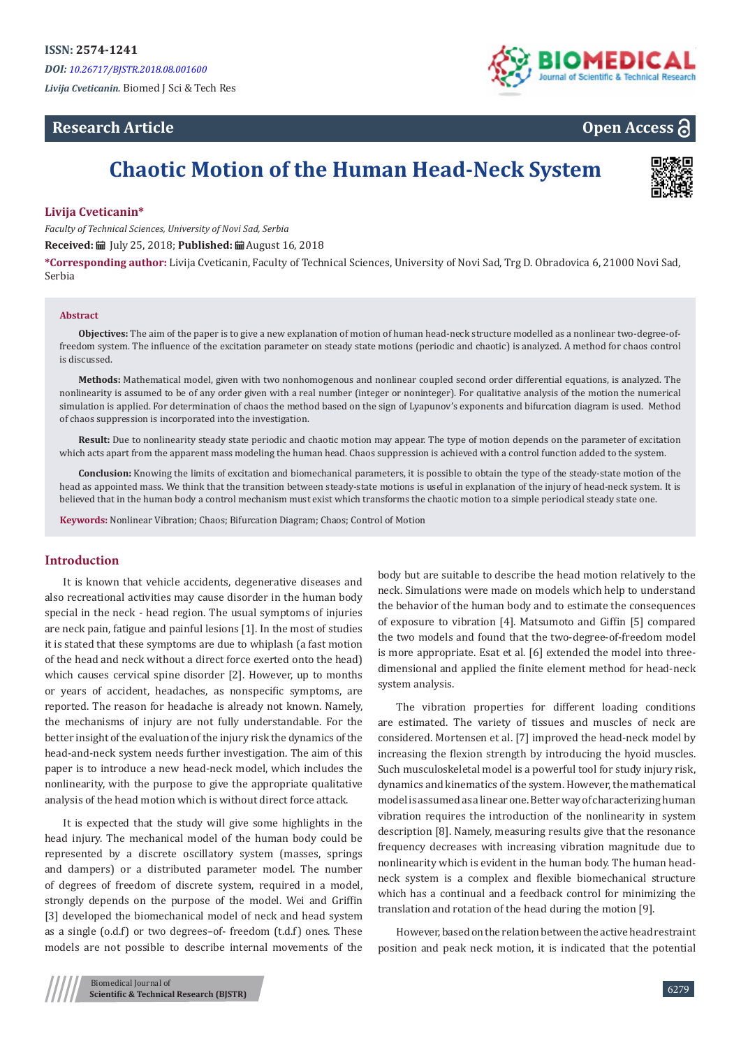ISSN: 2574-1241

*DOI: 10.26717/BJSTR.2018.08.001600*

*Livija Cveticanin.* Biomed J Sci & Tech Res

**Research Article**

**Open Access**

# Chaotic Motion of the Human Head-Neck System

**Livija Cveticanin***

*Faculty of Technical Sciences, University of Novi Sad, Serbia*

**Received:** July 25, 2018; **Published:** August 16, 2018

***Corresponding author:** Livija Cveticanin, Faculty of Technical Sciences, University of Novi Sad, Trg D. Obradovica 6, 21000 Novi Sad, Serbia

### Abstract

**Objectives:** The aim of the paper is to give a new explanation of motion of human head-neck structure modelled as a nonlinear two-degree-of-freedom system. The influence of the excitation parameter on steady state motions (periodic and chaotic) is analyzed. A method for chaos control is discussed.

**Methods:** Mathematical model, given with two nonhomogenous and nonlinear coupled second order differential equations, is analyzed. The nonlinearity is assumed to be of any order given with a real number (integer or noninteger). For qualitative analysis of the motion the numerical simulation is applied. For determination of chaos the method based on the sign of Lyapunov's exponents and bifurcation diagram is used. Method of chaos suppression is incorporated into the investigation.

**Result:** Due to nonlinearity steady state periodic and chaotic motion may appear. The type of motion depends on the parameter of excitation which acts apart from the apparent mass modeling the human head. Chaos suppression is achieved with a control function added to the system.

**Conclusion:** Knowing the limits of excitation and biomechanical parameters, it is possible to obtain the type of the steady-state motion of the head as appointed mass. We think that the transition between steady-state motions is useful in explanation of the injury of head-neck system. It is believed that in the human body a control mechanism must exist which transforms the chaotic motion to a simple periodical steady state one.

**Keywords:** Nonlinear Vibration; Chaos; Bifurcation Diagram; Chaos; Control of Motion

## Introduction

It is known that vehicle accidents, degenerative diseases and also recreational activities may cause disorder in the human body special in the neck - head region. The usual symptoms of injuries are neck pain, fatigue and painful lesions [1]. In the most of studies it is stated that these symptoms are due to whiplash (a fast motion of the head and neck without a direct force exerted onto the head) which causes cervical spine disorder [2]. However, up to months or years of accident, headaches, as nonspecific symptoms, are reported. The reason for headache is already not known. Namely, the mechanisms of injury are not fully understandable. For the better insight of the evaluation of the injury risk the dynamics of the head-and-neck system needs further investigation. The aim of this paper is to introduce a new head-neck model, which includes the nonlinearity, with the purpose to give the appropriate qualitative analysis of the head motion which is without direct force attack.

It is expected that the study will give some highlights in the head injury. The mechanical model of the human body could be represented by a discrete oscillatory system (masses, springs and dampers) or a distributed parameter model. The number of degrees of freedom of discrete system, required in a model, strongly depends on the purpose of the model. Wei and Griffin [3] developed the biomechanical model of neck and head system as a single (o.d.f) or two degrees–of- freedom (t.d.f) ones. These models are not possible to describe internal movements of the body but are suitable to describe the head motion relatively to the neck. Simulations were made on models which help to understand the behavior of the human body and to estimate the consequences of exposure to vibration [4]. Matsumoto and Giffin [5] compared the two models and found that the two-degree-of-freedom model is more appropriate. Esat et al. [6] extended the model into three-dimensional and applied the finite element method for head-neck system analysis.

The vibration properties for different loading conditions are estimated. The variety of tissues and muscles of neck are considered. Mortensen et al. [7] improved the head-neck model by increasing the flexion strength by introducing the hyoid muscles. Such musculoskeletal model is a powerful tool for study injury risk, dynamics and kinematics of the system. However, the mathematical model is assumed as a linear one. Better way of characterizing human vibration requires the introduction of the nonlinearity in system description [8]. Namely, measuring results give that the resonance frequency decreases with increasing vibration magnitude due to nonlinearity which is evident in the human body. The human head-neck system is a complex and flexible biomechanical structure which has a continual and a feedback control for minimizing the translation and rotation of the head during the motion [9].

However, based on the relation between the active head restraint position and peak neck motion, it is indicated that the potential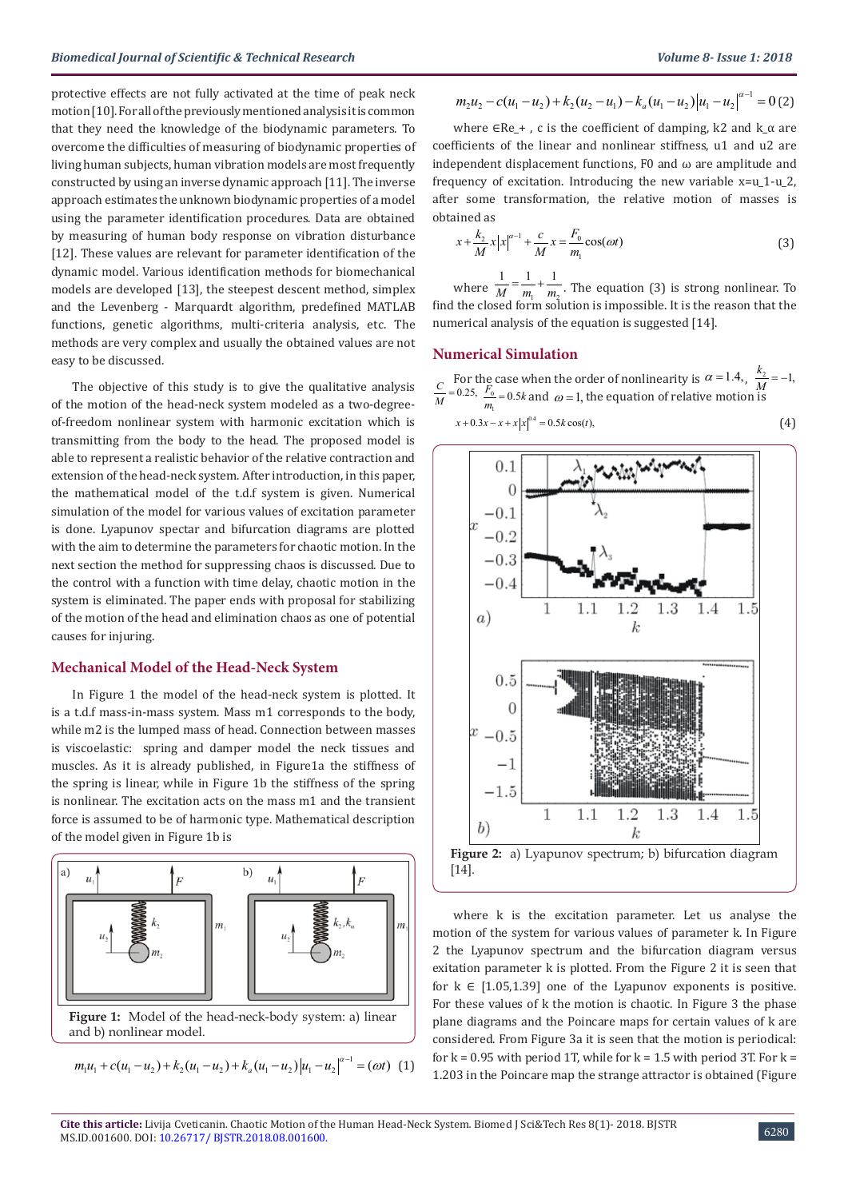protective effects are not fully activated at the time of peak neck motion[10]. For all of the previously mentioned analysis it is common that they need the knowledge of the biodynamic parameters. To overcome the difficulties of measuring of biodynamic properties of living human subjects, human vibration models are most frequently constructed by using an inverse dynamic approach [11]. The inverse approach estimates the unknown biodynamic properties of a model using the parameter identification procedures. Data are obtained by measuring of human body response on vibration disturbance [12]. These values are relevant for parameter identification of the dynamic model. Various identification methods for biomechanical models are developed [13], the steepest descent method, simplex and the Levenberg - Marquardt algorithm, predefined MATLAB functions, genetic algorithms, multi-criteria analysis, etc. The methods are very complex and usually the obtained values are not easy to be discussed.

The objective of this study is to give the qualitative analysis of the motion of the head-neck system modeled as a two-degree-of-freedom nonlinear system with harmonic excitation which is transmitting from the body to the head. The proposed model is able to represent a realistic behavior of the relative contraction and extension of the head-neck system. After introduction, in this paper, the mathematical model of the t.d.f system is given. Numerical simulation of the model for various values of excitation parameter is done. Lyapunov spectar and bifurcation diagrams are plotted with the aim to determine the parameters for chaotic motion. In the next section the method for suppressing chaos is discussed. Due to the control with a function with time delay, chaotic motion in the system is eliminated. The paper ends with proposal for stabilizing of the motion of the head and elimination chaos as one of potential causes for injuring.

## Mechanical Model of the Head-Neck System

In Figure 1 the model of the head-neck system is plotted. It is a t.d.f mass-in-mass system. Mass m1 corresponds to the body, while m2 is the lumped mass of head. Connection between masses is viscoelastic: spring and damper model the neck tissues and muscles. As it is already published, in Figure1a the stiffness of the spring is linear, while in Figure 1b the stiffness of the spring is nonlinear. The excitation acts on the mass m1 and the transient force is assumed to be of harmonic type. Mathematical description of the model given in Figure 1b is

**Figure 1:** Model of the head-neck-body system: a) linear and b) nonlinear model.

$$m_1 u_1 + c(u_1 - u_2) + k_2(u_1 - u_2) + k_a(u_1 - u_2)\left|u_1 - u_2\right|^{\alpha - 1} = (\omega t) \quad (1)$$

$$m_2 u_2 - c(u_1 - u_2) + k_2(u_2 - u_1) - k_a(u_1 - u_2)\left|u_1 - u_2\right|^{\alpha - 1} = 0 \quad (2)$$

where ∈Re_+ , c is the coefficient of damping, k2 and k_α are coefficients of the linear and nonlinear stiffness, u1 and u2 are independent displacement functions, F0 and ω are amplitude and frequency of excitation. Introducing the new variable x=u_1-u_2, after some transformation, the relative motion of masses is obtained as

$$x + \frac{k_2}{M} x\left|x\right|^{\alpha - 1} + \frac{c}{M} x = \frac{F_0}{m_1}\cos(\omega t) \quad (3)$$

where $\frac{1}{M} = \frac{1}{m_1} + \frac{1}{m_2}$. The equation (3) is strong nonlinear. To find the closed form solution is impossible. It is the reason that the numerical analysis of the equation is suggested [14].

## Numerical Simulation

For the case when the order of nonlinearity is $\alpha = 1.4$, $\frac{k_2}{M} = -1$, $\frac{C}{M} = 0.25$, $\frac{F_0}{m_1} = 0.5k$ and $\omega = 1$, the equation of relative motion is

$$x + 0.3x - x + x\left|x\right|^{0.4} = 0.5k\cos(t), \quad (4)$$

**Figure 2:** a) Lyapunov spectrum; b) bifurcation diagram [14].

where k is the excitation parameter. Let us analyse the motion of the system for various values of parameter k. In Figure 2 the Lyapunov spectrum and the bifurcation diagram versus exitation parameter k is plotted. From the Figure 2 it is seen that for k ∈ [1.05,1.39] one of the Lyapunov exponents is positive. For these values of k the motion is chaotic. In Figure 3 the phase plane diagrams and the Poincare maps for certain values of k are considered. From Figure 3a it is seen that the motion is periodical: for k = 0.95 with period 1T, while for k = 1.5 with period 3T. For k = 1.203 in the Poincare map the strange attractor is obtained (Figure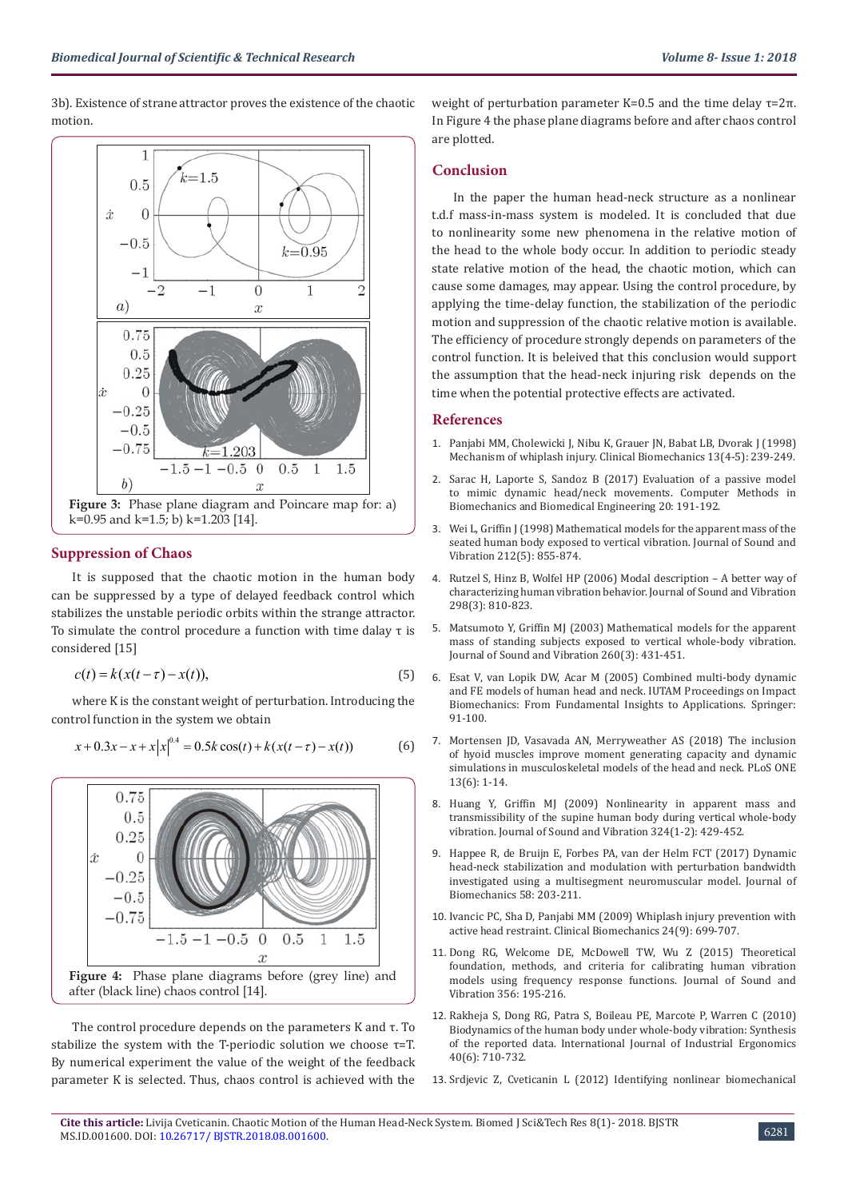3b). Existence of strane attractor proves the existence of the chaotic motion.

Figure 3: Phase plane diagram and Poincare map for: a) k=0.95 and k=1.5; b) k=1.203 [14].

## Suppression of Chaos

It is supposed that the chaotic motion in the human body can be suppressed by a type of delayed feedback control which stabilizes the unstable periodic orbits within the strange attractor. To simulate the control procedure a function with time dalay τ is considered [15]

$$c(t) = k(x(t-\tau) - x(t)), \tag{5}$$

where K is the constant weight of perturbation. Introducing the control function in the system we obtain

$$x + 0.3x - x + x|x|^{0.4} = 0.5k\cos(t) + k(x(t-\tau) - x(t)) \tag{6}$$

Figure 4: Phase plane diagrams before (grey line) and after (black line) chaos control [14].

The control procedure depends on the parameters K and τ. To stabilize the system with the T-periodic solution we choose τ=T. By numerical experiment the value of the weight of the feedback parameter K is selected. Thus, chaos control is achieved with the weight of perturbation parameter K=0.5 and the time delay τ=2π. In Figure 4 the phase plane diagrams before and after chaos control are plotted.

## Conclusion

In the paper the human head-neck structure as a nonlinear t.d.f mass-in-mass system is modeled. It is concluded that due to nonlinearity some new phenomena in the relative motion of the head to the whole body occur. In addition to periodic steady state relative motion of the head, the chaotic motion, which can cause some damages, may appear. Using the control procedure, by applying the time-delay function, the stabilization of the periodic motion and suppression of the chaotic relative motion is available. The efficiency of procedure strongly depends on parameters of the control function. It is beleived that this conclusion would support the assumption that the head-neck injuring risk depends on the time when the potential protective effects are activated.

## References

1. Panjabi MM, Cholewicki J, Nibu K, Grauer JN, Babat LB, Dvorak J (1998) Mechanism of whiplash injury. Clinical Biomechanics 13(4-5): 239-249.
2. Sarac H, Laporte S, Sandoz B (2017) Evaluation of a passive model to mimic dynamic head/neck movements. Computer Methods in Biomechanics and Biomedical Engineering 20: 191-192.
3. Wei L, Griffin J (1998) Mathematical models for the apparent mass of the seated human body exposed to vertical vibration. Journal of Sound and Vibration 212(5): 855-874.
4. Rutzel S, Hinz B, Wolfel HP (2006) Modal description – A better way of characterizing human vibration behavior. Journal of Sound and Vibration 298(3): 810-823.
5. Matsumoto Y, Griffin MJ (2003) Mathematical models for the apparent mass of standing subjects exposed to vertical whole-body vibration. Journal of Sound and Vibration 260(3): 431-451.
6. Esat V, van Lopik DW, Acar M (2005) Combined multi-body dynamic and FE models of human head and neck. IUTAM Proceedings on Impact Biomechanics: From Fundamental Insights to Applications. Springer: 91-100.
7. Mortensen JD, Vasavada AN, Merryweather AS (2018) The inclusion of hyoid muscles improve moment generating capacity and dynamic simulations in musculoskeletal models of the head and neck. PLoS ONE 13(6): 1-14.
8. Huang Y, Griffin MJ (2009) Nonlinearity in apparent mass and transmissibility of the supine human body during vertical whole-body vibration. Journal of Sound and Vibration 324(1-2): 429-452.
9. Happee R, de Bruijn E, Forbes PA, van der Helm FCT (2017) Dynamic head-neck stabilization and modulation with perturbation bandwidth investigated using a multisegment neuromuscular model. Journal of Biomechanics 58: 203-211.
10. Ivancic PC, Sha D, Panjabi MM (2009) Whiplash injury prevention with active head restraint. Clinical Biomechanics 24(9): 699-707.
11. Dong RG, Welcome DE, McDowell TW, Wu Z (2015) Theoretical foundation, methods, and criteria for calibrating human vibration models using frequency response functions. Journal of Sound and Vibration 356: 195-216.
12. Rakheja S, Dong RG, Patra S, Boileau PE, Marcote P, Warren C (2010) Biodynamics of the human body under whole-body vibration: Synthesis of the reported data. International Journal of Industrial Ergonomics 40(6): 710-732.
13. Srdjevic Z, Cveticanin L (2012) Identifying nonlinear biomechanical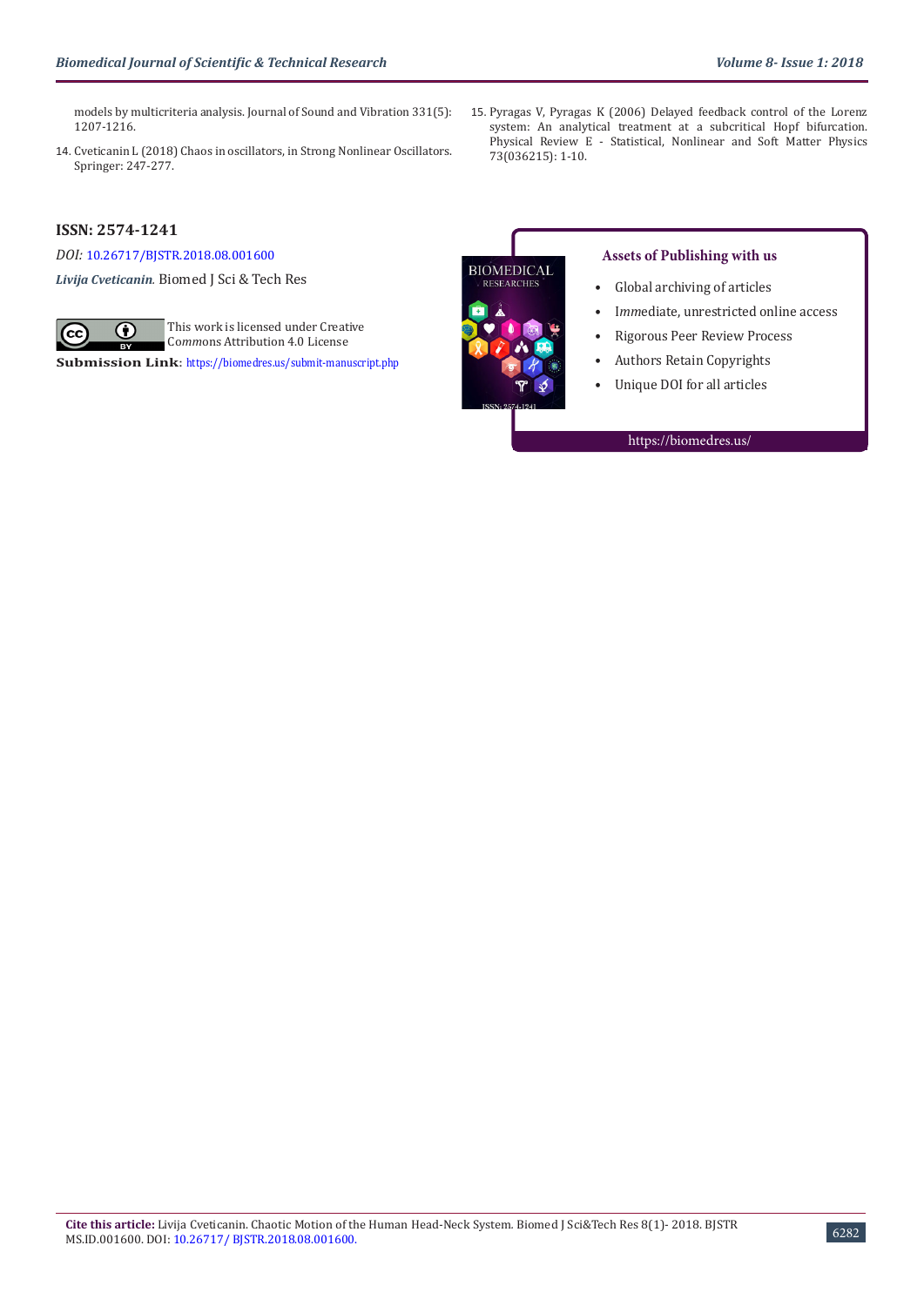models by multicriteria analysis. Journal of Sound and Vibration 331(5): 1207-1216.

14. Cveticanin L (2018) Chaos in oscillators, in Strong Nonlinear Oscillators. Springer: 247-277.

15. Pyragas V, Pyragas K (2006) Delayed feedback control of the Lorenz system: An analytical treatment at a subcritical Hopf bifurcation. Physical Review E - Statistical, Nonlinear and Soft Matter Physics 73(036215): 1-10.

**ISSN: 2574-1241**

*DOI:* 10.26717/BJSTR.2018.08.001600

***Livija Cveticanin***. Biomed J Sci & Tech Res

This work is licensed under Creative Commons Attribution 4.0 License

**Submission Link**: https://biomedres.us/submit-manuscript.php

**Assets of Publishing with us**

- Global archiving of articles
- Immediate, unrestricted online access
- Rigorous Peer Review Process
- Authors Retain Copyrights
- Unique DOI for all articles

https://biomedres.us/

**Cite this article:** Livija Cveticanin. Chaotic Motion of the Human Head-Neck System. Biomed J Sci&Tech Res 8(1)- 2018. BJSTR MS.ID.001600. DOI: 10.26717/ BJSTR.2018.08.001600.